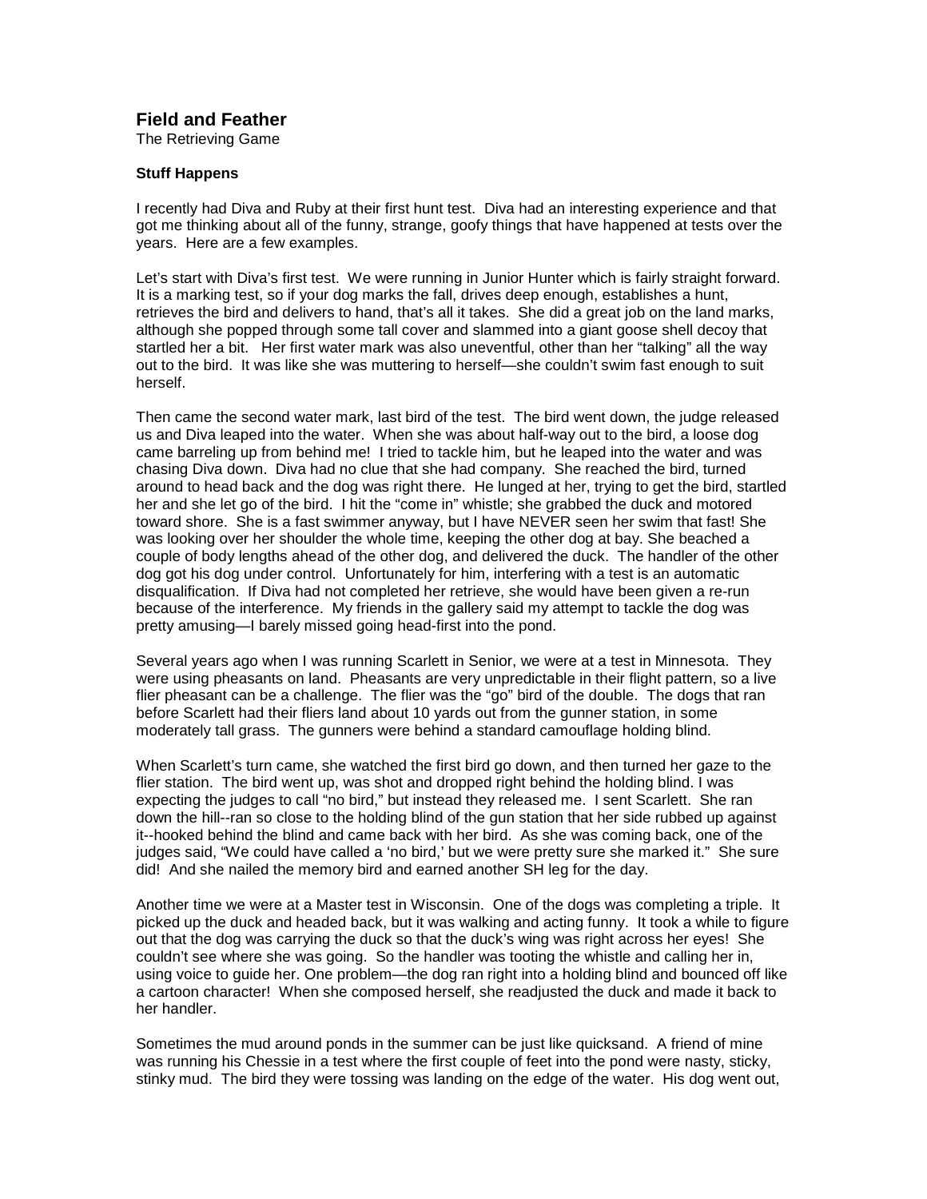# Field and Feather

The Retrieving Game

**Stuff Happens**

I recently had Diva and Ruby at their first hunt test. Diva had an interesting experience and that got me thinking about all of the funny, strange, goofy things that have happened at tests over the years. Here are a few examples.

Let's start with Diva's first test. We were running in Junior Hunter which is fairly straight forward. It is a marking test, so if your dog marks the fall, drives deep enough, establishes a hunt, retrieves the bird and delivers to hand, that's all it takes. She did a great job on the land marks, although she popped through some tall cover and slammed into a giant goose shell decoy that startled her a bit. Her first water mark was also uneventful, other than her "talking" all the way out to the bird. It was like she was muttering to herself—she couldn't swim fast enough to suit herself.

Then came the second water mark, last bird of the test. The bird went down, the judge released us and Diva leaped into the water. When she was about half-way out to the bird, a loose dog came barreling up from behind me! I tried to tackle him, but he leaped into the water and was chasing Diva down. Diva had no clue that she had company. She reached the bird, turned around to head back and the dog was right there. He lunged at her, trying to get the bird, startled her and she let go of the bird. I hit the "come in" whistle; she grabbed the duck and motored toward shore. She is a fast swimmer anyway, but I have NEVER seen her swim that fast! She was looking over her shoulder the whole time, keeping the other dog at bay. She beached a couple of body lengths ahead of the other dog, and delivered the duck. The handler of the other dog got his dog under control. Unfortunately for him, interfering with a test is an automatic disqualification. If Diva had not completed her retrieve, she would have been given a re-run because of the interference. My friends in the gallery said my attempt to tackle the dog was pretty amusing—I barely missed going head-first into the pond.

Several years ago when I was running Scarlett in Senior, we were at a test in Minnesota. They were using pheasants on land. Pheasants are very unpredictable in their flight pattern, so a live flier pheasant can be a challenge. The flier was the "go" bird of the double. The dogs that ran before Scarlett had their fliers land about 10 yards out from the gunner station, in some moderately tall grass. The gunners were behind a standard camouflage holding blind.

When Scarlett's turn came, she watched the first bird go down, and then turned her gaze to the flier station. The bird went up, was shot and dropped right behind the holding blind. I was expecting the judges to call "no bird," but instead they released me. I sent Scarlett. She ran down the hill--ran so close to the holding blind of the gun station that her side rubbed up against it--hooked behind the blind and came back with her bird. As she was coming back, one of the judges said, "We could have called a 'no bird,' but we were pretty sure she marked it." She sure did! And she nailed the memory bird and earned another SH leg for the day.

Another time we were at a Master test in Wisconsin. One of the dogs was completing a triple. It picked up the duck and headed back, but it was walking and acting funny. It took a while to figure out that the dog was carrying the duck so that the duck's wing was right across her eyes! She couldn't see where she was going. So the handler was tooting the whistle and calling her in, using voice to guide her. One problem—the dog ran right into a holding blind and bounced off like a cartoon character! When she composed herself, she readjusted the duck and made it back to her handler.

Sometimes the mud around ponds in the summer can be just like quicksand. A friend of mine was running his Chessie in a test where the first couple of feet into the pond were nasty, sticky, stinky mud. The bird they were tossing was landing on the edge of the water. His dog went out,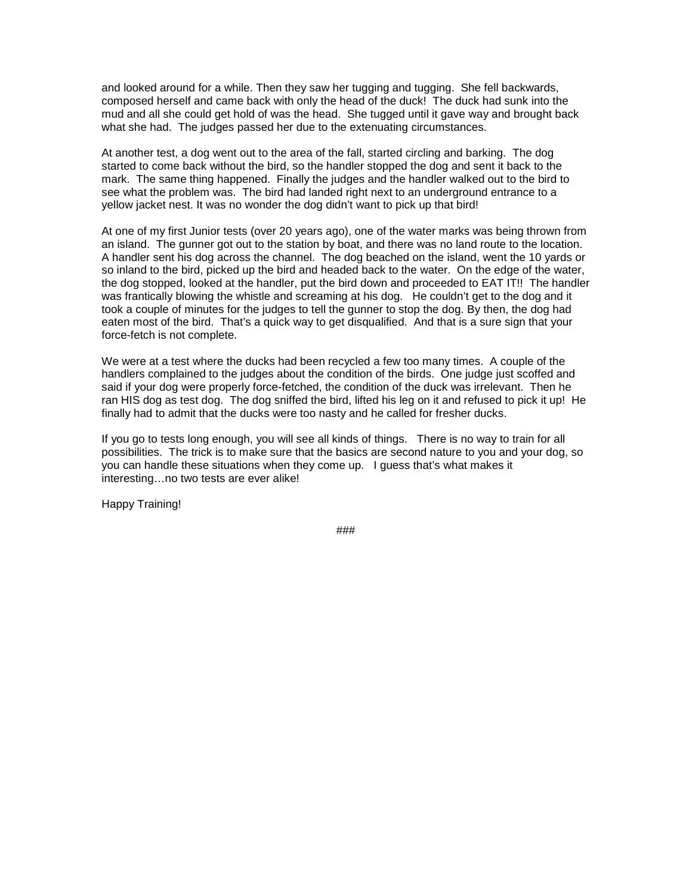and looked around for a while. Then they saw her tugging and tugging. She fell backwards, composed herself and came back with only the head of the duck! The duck had sunk into the mud and all she could get hold of was the head. She tugged until it gave way and brought back what she had. The judges passed her due to the extenuating circumstances.

At another test, a dog went out to the area of the fall, started circling and barking. The dog started to come back without the bird, so the handler stopped the dog and sent it back to the mark. The same thing happened. Finally the judges and the handler walked out to the bird to see what the problem was. The bird had landed right next to an underground entrance to a yellow jacket nest. It was no wonder the dog didn't want to pick up that bird!

At one of my first Junior tests (over 20 years ago), one of the water marks was being thrown from an island. The gunner got out to the station by boat, and there was no land route to the location. A handler sent his dog across the channel. The dog beached on the island, went the 10 yards or so inland to the bird, picked up the bird and headed back to the water. On the edge of the water, the dog stopped, looked at the handler, put the bird down and proceeded to EAT IT!! The handler was frantically blowing the whistle and screaming at his dog. He couldn't get to the dog and it took a couple of minutes for the judges to tell the gunner to stop the dog. By then, the dog had eaten most of the bird. That's a quick way to get disqualified. And that is a sure sign that your force-fetch is not complete.

We were at a test where the ducks had been recycled a few too many times. A couple of the handlers complained to the judges about the condition of the birds. One judge just scoffed and said if your dog were properly force-fetched, the condition of the duck was irrelevant. Then he ran HIS dog as test dog. The dog sniffed the bird, lifted his leg on it and refused to pick it up! He finally had to admit that the ducks were too nasty and he called for fresher ducks.

If you go to tests long enough, you will see all kinds of things. There is no way to train for all possibilities. The trick is to make sure that the basics are second nature to you and your dog, so you can handle these situations when they come up. I guess that's what makes it interesting…no two tests are ever alike!

Happy Training!

###